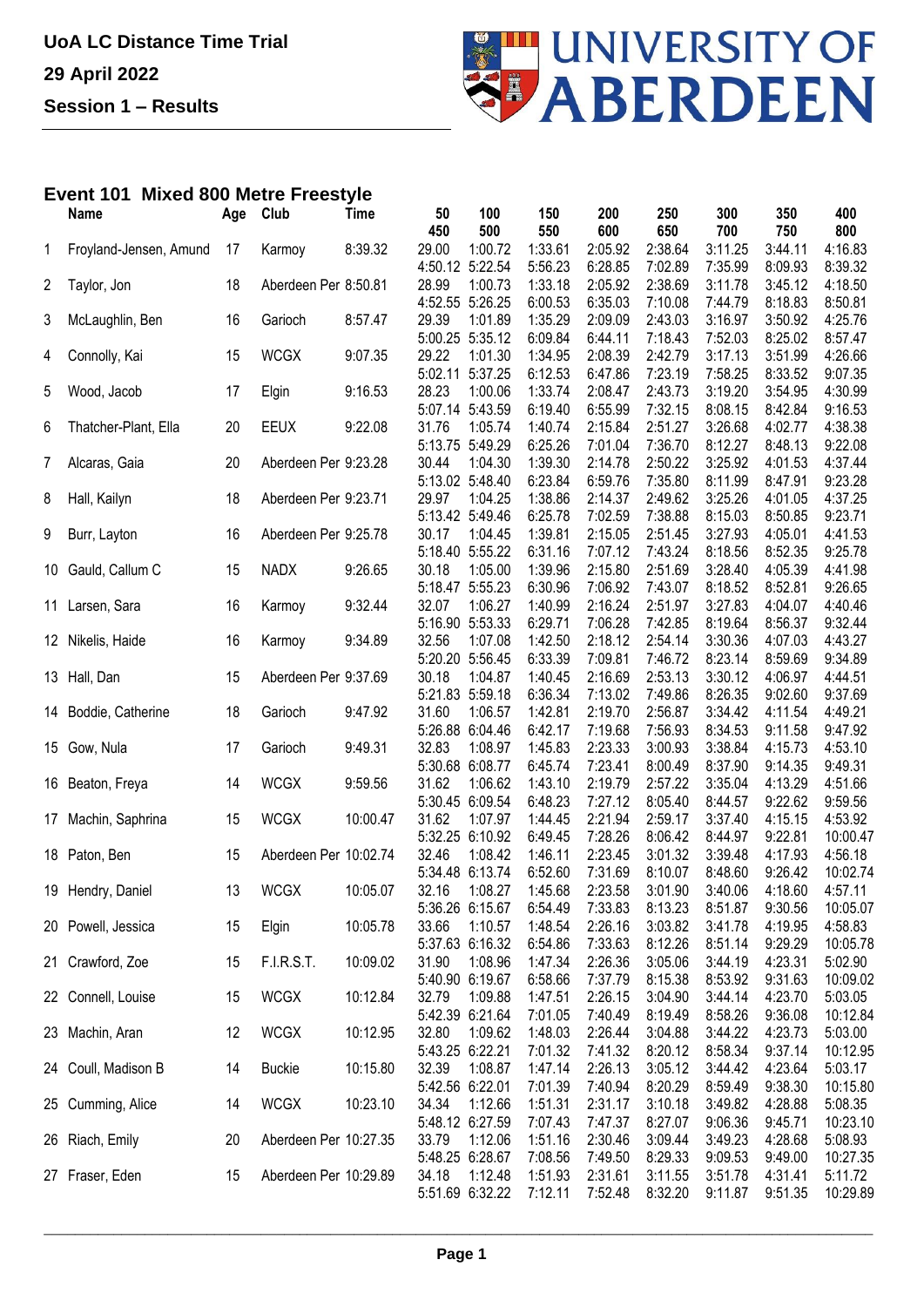**UoA LC Distance Time Trial**

**29 April 2022**

**Session 1 – Results**

## Event 101 Mixed 800 Metre Freestyle

|  | Name | Age | Club | Time | 50 / 450 | 100 / 500 | 150 / 550 | 200 / 600 | 250 / 650 | 300 / 700 | 350 / 750 | 400 / 800 |
|---|---|---|---|---|---|---|---|---|---|---|---|---|
| 1 | Froyland-Jensen, Amund | 17 | Karmoy | 8:39.32 | 29.00 | 1:00.72 | 1:33.61 | 2:05.92 | 2:38.64 | 3:11.25 | 3:44.11 | 4:16.83 |
|  |  |  |  |  | 4:50.12 | 5:22.54 | 5:56.23 | 6:28.85 | 7:02.89 | 7:35.99 | 8:09.93 | 8:39.32 |
| 2 | Taylor, Jon | 18 | Aberdeen Per | 8:50.81 | 28.99 | 1:00.73 | 1:33.18 | 2:05.92 | 2:38.69 | 3:11.78 | 3:45.12 | 4:18.50 |
|  |  |  |  |  | 4:52.55 | 5:26.25 | 6:00.53 | 6:35.03 | 7:10.08 | 7:44.79 | 8:18.83 | 8:50.81 |
| 3 | McLaughlin, Ben | 16 | Garioch | 8:57.47 | 29.39 | 1:01.89 | 1:35.29 | 2:09.09 | 2:43.03 | 3:16.97 | 3:50.92 | 4:25.76 |
|  |  |  |  |  | 5:00.25 | 5:35.12 | 6:09.84 | 6:44.11 | 7:18.43 | 7:52.03 | 8:25.02 | 8:57.47 |
| 4 | Connolly, Kai | 15 | WCGX | 9:07.35 | 29.22 | 1:01.30 | 1:34.95 | 2:08.39 | 2:42.79 | 3:17.13 | 3:51.99 | 4:26.66 |
|  |  |  |  |  | 5:02.11 | 5:37.25 | 6:12.53 | 6:47.86 | 7:23.19 | 7:58.25 | 8:33.52 | 9:07.35 |
| 5 | Wood, Jacob | 17 | Elgin | 9:16.53 | 28.23 | 1:00.06 | 1:33.74 | 2:08.47 | 2:43.73 | 3:19.20 | 3:54.95 | 4:30.99 |
|  |  |  |  |  | 5:07.14 | 5:43.59 | 6:19.40 | 6:55.99 | 7:32.15 | 8:08.15 | 8:42.84 | 9:16.53 |
| 6 | Thatcher-Plant, Ella | 20 | EEUX | 9:22.08 | 31.76 | 1:05.74 | 1:40.74 | 2:15.84 | 2:51.27 | 3:26.68 | 4:02.77 | 4:38.38 |
|  |  |  |  |  | 5:13.75 | 5:49.29 | 6:25.26 | 7:01.04 | 7:36.70 | 8:12.27 | 8:48.13 | 9:22.08 |
| 7 | Alcaras, Gaia | 20 | Aberdeen Per | 9:23.28 | 30.44 | 1:04.30 | 1:39.30 | 2:14.78 | 2:50.22 | 3:25.92 | 4:01.53 | 4:37.44 |
|  |  |  |  |  | 5:13.02 | 5:48.40 | 6:23.84 | 6:59.76 | 7:35.80 | 8:11.99 | 8:47.91 | 9:23.28 |
| 8 | Hall, Kailyn | 18 | Aberdeen Per | 9:23.71 | 29.97 | 1:04.25 | 1:38.86 | 2:14.37 | 2:49.62 | 3:25.26 | 4:01.05 | 4:37.25 |
|  |  |  |  |  | 5:13.42 | 5:49.46 | 6:25.78 | 7:02.59 | 7:38.88 | 8:15.03 | 8:50.85 | 9:23.71 |
| 9 | Burr, Layton | 16 | Aberdeen Per | 9:25.78 | 30.17 | 1:04.45 | 1:39.81 | 2:15.05 | 2:51.45 | 3:27.93 | 4:05.01 | 4:41.53 |
|  |  |  |  |  | 5:18.40 | 5:55.22 | 6:31.16 | 7:07.12 | 7:43.24 | 8:18.56 | 8:52.35 | 9:25.78 |
| 10 | Gauld, Callum C | 15 | NADX | 9:26.65 | 30.18 | 1:05.00 | 1:39.96 | 2:15.80 | 2:51.69 | 3:28.40 | 4:05.39 | 4:41.98 |
|  |  |  |  |  | 5:18.47 | 5:55.23 | 6:30.96 | 7:06.92 | 7:43.07 | 8:18.52 | 8:52.81 | 9:26.65 |
| 11 | Larsen, Sara | 16 | Karmoy | 9:32.44 | 32.07 | 1:06.27 | 1:40.99 | 2:16.24 | 2:51.97 | 3:27.83 | 4:04.07 | 4:40.46 |
|  |  |  |  |  | 5:16.90 | 5:53.33 | 6:29.71 | 7:06.28 | 7:42.85 | 8:19.64 | 8:56.37 | 9:32.44 |
| 12 | Nikelis, Haide | 16 | Karmoy | 9:34.89 | 32.56 | 1:07.08 | 1:42.50 | 2:18.12 | 2:54.14 | 3:30.36 | 4:07.03 | 4:43.27 |
|  |  |  |  |  | 5:20.20 | 5:56.45 | 6:33.39 | 7:09.81 | 7:46.72 | 8:23.14 | 8:59.69 | 9:34.89 |
| 13 | Hall, Dan | 15 | Aberdeen Per | 9:37.69 | 30.18 | 1:04.87 | 1:40.45 | 2:16.69 | 2:53.13 | 3:30.12 | 4:06.97 | 4:44.51 |
|  |  |  |  |  | 5:21.83 | 5:59.18 | 6:36.34 | 7:13.02 | 7:49.86 | 8:26.35 | 9:02.60 | 9:37.69 |
| 14 | Boddie, Catherine | 18 | Garioch | 9:47.92 | 31.60 | 1:06.57 | 1:42.81 | 2:19.70 | 2:56.87 | 3:34.42 | 4:11.54 | 4:49.21 |
|  |  |  |  |  | 5:26.88 | 6:04.46 | 6:42.17 | 7:19.68 | 7:56.93 | 8:34.53 | 9:11.58 | 9:47.92 |
| 15 | Gow, Nula | 17 | Garioch | 9:49.31 | 32.83 | 1:08.97 | 1:45.83 | 2:23.33 | 3:00.93 | 3:38.84 | 4:15.73 | 4:53.10 |
|  |  |  |  |  | 5:30.68 | 6:08.77 | 6:45.74 | 7:23.41 | 8:00.49 | 8:37.90 | 9:14.35 | 9:49.31 |
| 16 | Beaton, Freya | 14 | WCGX | 9:59.56 | 31.62 | 1:06.62 | 1:43.10 | 2:19.79 | 2:57.22 | 3:35.04 | 4:13.29 | 4:51.66 |
|  |  |  |  |  | 5:30.45 | 6:09.54 | 6:48.23 | 7:27.12 | 8:05.40 | 8:44.57 | 9:22.62 | 9:59.56 |
| 17 | Machin, Saphrina | 15 | WCGX | 10:00.47 | 31.62 | 1:07.97 | 1:44.45 | 2:21.94 | 2:59.17 | 3:37.40 | 4:15.15 | 4:53.92 |
|  |  |  |  |  | 5:32.25 | 6:10.92 | 6:49.45 | 7:28.26 | 8:06.42 | 8:44.97 | 9:22.81 | 10:00.47 |
| 18 | Paton, Ben | 15 | Aberdeen Per | 10:02.74 | 32.46 | 1:08.42 | 1:46.11 | 2:23.45 | 3:01.32 | 3:39.48 | 4:17.93 | 4:56.18 |
|  |  |  |  |  | 5:34.48 | 6:13.74 | 6:52.60 | 7:31.69 | 8:10.07 | 8:48.60 | 9:26.42 | 10:02.74 |
| 19 | Hendry, Daniel | 13 | WCGX | 10:05.07 | 32.16 | 1:08.27 | 1:45.68 | 2:23.58 | 3:01.90 | 3:40.06 | 4:18.60 | 4:57.11 |
|  |  |  |  |  | 5:36.26 | 6:15.67 | 6:54.49 | 7:33.83 | 8:13.23 | 8:51.87 | 9:30.56 | 10:05.07 |
| 20 | Powell, Jessica | 15 | Elgin | 10:05.78 | 33.66 | 1:10.57 | 1:48.54 | 2:26.16 | 3:03.82 | 3:41.78 | 4:19.95 | 4:58.83 |
|  |  |  |  |  | 5:37.63 | 6:16.32 | 6:54.86 | 7:33.63 | 8:12.26 | 8:51.14 | 9:29.29 | 10:05.78 |
| 21 | Crawford, Zoe | 15 | F.I.R.S.T. | 10:09.02 | 31.90 | 1:08.96 | 1:47.34 | 2:26.36 | 3:05.06 | 3:44.19 | 4:23.31 | 5:02.90 |
|  |  |  |  |  | 5:40.90 | 6:19.67 | 6:58.66 | 7:37.79 | 8:15.38 | 8:53.92 | 9:31.63 | 10:09.02 |
| 22 | Connell, Louise | 15 | WCGX | 10:12.84 | 32.79 | 1:09.88 | 1:47.51 | 2:26.15 | 3:04.90 | 3:44.14 | 4:23.70 | 5:03.05 |
|  |  |  |  |  | 5:42.39 | 6:21.64 | 7:01.05 | 7:40.49 | 8:19.49 | 8:58.26 | 9:36.08 | 10:12.84 |
| 23 | Machin, Aran | 12 | WCGX | 10:12.95 | 32.80 | 1:09.62 | 1:48.03 | 2:26.44 | 3:04.88 | 3:44.22 | 4:23.73 | 5:03.00 |
|  |  |  |  |  | 5:43.25 | 6:22.21 | 7:01.32 | 7:41.32 | 8:20.12 | 8:58.34 | 9:37.14 | 10:12.95 |
| 24 | Coull, Madison B | 14 | Buckie | 10:15.80 | 32.39 | 1:08.87 | 1:47.14 | 2:26.13 | 3:05.12 | 3:44.42 | 4:23.64 | 5:03.17 |
|  |  |  |  |  | 5:42.56 | 6:22.01 | 7:01.39 | 7:40.94 | 8:20.29 | 8:59.49 | 9:38.30 | 10:15.80 |
| 25 | Cumming, Alice | 14 | WCGX | 10:23.10 | 34.34 | 1:12.66 | 1:51.31 | 2:31.17 | 3:10.18 | 3:49.82 | 4:28.88 | 5:08.35 |
|  |  |  |  |  | 5:48.12 | 6:27.59 | 7:07.43 | 7:47.37 | 8:27.07 | 9:06.36 | 9:45.71 | 10:23.10 |
| 26 | Riach, Emily | 20 | Aberdeen Per | 10:27.35 | 33.79 | 1:12.06 | 1:51.16 | 2:30.46 | 3:09.44 | 3:49.23 | 4:28.68 | 5:08.93 |
|  |  |  |  |  | 5:48.25 | 6:28.67 | 7:08.56 | 7:49.50 | 8:29.33 | 9:09.53 | 9:49.00 | 10:27.35 |
| 27 | Fraser, Eden | 15 | Aberdeen Per | 10:29.89 | 34.18 | 1:12.48 | 1:51.93 | 2:31.61 | 3:11.55 | 3:51.78 | 4:31.41 | 5:11.72 |
|  |  |  |  |  | 5:51.69 | 6:32.22 | 7:12.11 | 7:52.48 | 8:32.20 | 9:11.87 | 9:51.35 | 10:29.89 |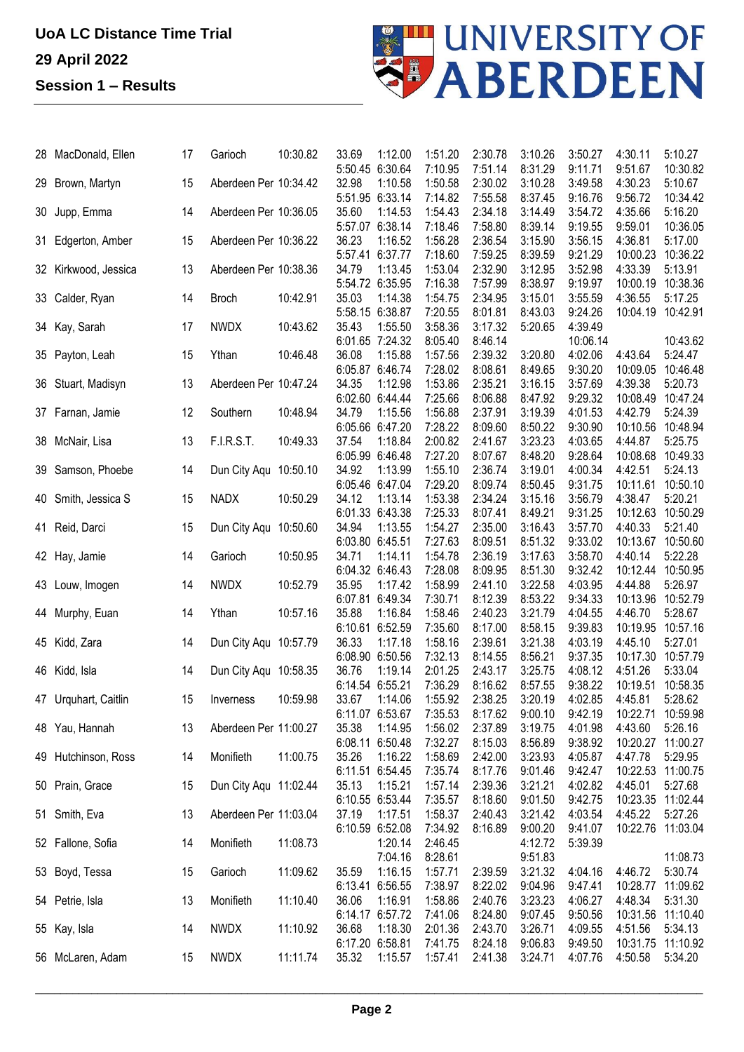**UoA LC Distance Time Trial**

**29 April 2022**

**Session 1 – Results**

| Pos | Name | Age | Club | Time | | | | | | | | |
|---|---|---|---|---|---|---|---|---|---|---|---|---|
| 28 | MacDonald, Ellen | 17 | Garioch | 10:30.82 | 33.69 | 1:12.00 | 1:51.20 | 2:30.78 | 3:10.26 | 3:50.27 | 4:30.11 | 5:10.27 |
| | | | | | 5:50.45 | 6:30.64 | 7:10.95 | 7:51.14 | 8:31.29 | 9:11.71 | 9:51.67 | 10:30.82 |
| 29 | Brown, Martyn | 15 | Aberdeen Per | 10:34.42 | 32.98 | 1:10.58 | 1:50.58 | 2:30.02 | 3:10.28 | 3:49.58 | 4:30.23 | 5:10.67 |
| | | | | | 5:51.95 | 6:33.14 | 7:14.82 | 7:55.58 | 8:37.45 | 9:16.76 | 9:56.72 | 10:34.42 |
| 30 | Jupp, Emma | 14 | Aberdeen Per | 10:36.05 | 35.60 | 1:14.53 | 1:54.43 | 2:34.18 | 3:14.49 | 3:54.72 | 4:35.66 | 5:16.20 |
| | | | | | 5:57.07 | 6:38.14 | 7:18.46 | 7:58.80 | 8:39.14 | 9:19.55 | 9:59.01 | 10:36.05 |
| 31 | Edgerton, Amber | 15 | Aberdeen Per | 10:36.22 | 36.23 | 1:16.52 | 1:56.28 | 2:36.54 | 3:15.90 | 3:56.15 | 4:36.81 | 5:17.00 |
| | | | | | 5:57.41 | 6:37.77 | 7:18.60 | 7:59.25 | 8:39.59 | 9:21.29 | 10:00.23 | 10:36.22 |
| 32 | Kirkwood, Jessica | 13 | Aberdeen Per | 10:38.36 | 34.79 | 1:13.45 | 1:53.04 | 2:32.90 | 3:12.95 | 3:52.98 | 4:33.39 | 5:13.91 |
| | | | | | 5:54.72 | 6:35.95 | 7:16.38 | 7:57.99 | 8:38.97 | 9:19.97 | 10:00.19 | 10:38.36 |
| 33 | Calder, Ryan | 14 | Broch | 10:42.91 | 35.03 | 1:14.38 | 1:54.75 | 2:34.95 | 3:15.01 | 3:55.59 | 4:36.55 | 5:17.25 |
| | | | | | 5:58.15 | 6:38.87 | 7:20.55 | 8:01.81 | 8:43.03 | 9:24.26 | 10:04.19 | 10:42.91 |
| 34 | Kay, Sarah | 17 | NWDX | 10:43.62 | 35.43 | 1:55.50 | 3:58.36 | 3:17.32 | 5:20.65 | 4:39.49 | | |
| | | | | | 6:01.65 | 7:24.32 | 8:05.40 | 8:46.14 | | 10:06.14 | | 10:43.62 |
| 35 | Payton, Leah | 15 | Ythan | 10:46.48 | 36.08 | 1:15.88 | 1:57.56 | 2:39.32 | 3:20.80 | 4:02.06 | 4:43.64 | 5:24.47 |
| | | | | | 6:05.87 | 6:46.74 | 7:28.02 | 8:08.61 | 8:49.65 | 9:30.20 | 10:09.05 | 10:46.48 |
| 36 | Stuart, Madisyn | 13 | Aberdeen Per | 10:47.24 | 34.35 | 1:12.98 | 1:53.86 | 2:35.21 | 3:16.15 | 3:57.69 | 4:39.38 | 5:20.73 |
| | | | | | 6:02.60 | 6:44.44 | 7:25.66 | 8:06.88 | 8:47.92 | 9:29.32 | 10:08.49 | 10:47.24 |
| 37 | Farnan, Jamie | 12 | Southern | 10:48.94 | 34.79 | 1:15.56 | 1:56.88 | 2:37.91 | 3:19.39 | 4:01.53 | 4:42.79 | 5:24.39 |
| | | | | | 6:05.66 | 6:47.20 | 7:28.22 | 8:09.60 | 8:50.22 | 9:30.90 | 10:10.56 | 10:48.94 |
| 38 | McNair, Lisa | 13 | F.I.R.S.T. | 10:49.33 | 37.54 | 1:18.84 | 2:00.82 | 2:41.67 | 3:23.23 | 4:03.65 | 4:44.87 | 5:25.75 |
| | | | | | 6:05.99 | 6:46.48 | 7:27.20 | 8:07.67 | 8:48.20 | 9:28.64 | 10:08.68 | 10:49.33 |
| 39 | Samson, Phoebe | 14 | Dun City Aqu | 10:50.10 | 34.92 | 1:13.99 | 1:55.10 | 2:36.74 | 3:19.01 | 4:00.34 | 4:42.51 | 5:24.13 |
| | | | | | 6:05.46 | 6:47.04 | 7:29.20 | 8:09.74 | 8:50.45 | 9:31.75 | 10:11.61 | 10:50.10 |
| 40 | Smith, Jessica S | 15 | NADX | 10:50.29 | 34.12 | 1:13.14 | 1:53.38 | 2:34.24 | 3:15.16 | 3:56.79 | 4:38.47 | 5:20.21 |
| | | | | | 6:01.33 | 6:43.38 | 7:25.33 | 8:07.41 | 8:49.21 | 9:31.25 | 10:12.63 | 10:50.29 |
| 41 | Reid, Darci | 15 | Dun City Aqu | 10:50.60 | 34.94 | 1:13.55 | 1:54.27 | 2:35.00 | 3:16.43 | 3:57.70 | 4:40.33 | 5:21.40 |
| | | | | | 6:03.80 | 6:45.51 | 7:27.63 | 8:09.51 | 8:51.32 | 9:33.02 | 10:13.67 | 10:50.60 |
| 42 | Hay, Jamie | 14 | Garioch | 10:50.95 | 34.71 | 1:14.11 | 1:54.78 | 2:36.19 | 3:17.63 | 3:58.70 | 4:40.14 | 5:22.28 |
| | | | | | 6:04.32 | 6:46.43 | 7:28.08 | 8:09.95 | 8:51.30 | 9:32.42 | 10:12.44 | 10:50.95 |
| 43 | Louw, Imogen | 14 | NWDX | 10:52.79 | 35.95 | 1:17.42 | 1:58.99 | 2:41.10 | 3:22.58 | 4:03.95 | 4:44.88 | 5:26.97 |
| | | | | | 6:07.81 | 6:49.34 | 7:30.71 | 8:12.39 | 8:53.22 | 9:34.33 | 10:13.96 | 10:52.79 |
| 44 | Murphy, Euan | 14 | Ythan | 10:57.16 | 35.88 | 1:16.84 | 1:58.46 | 2:40.23 | 3:21.79 | 4:04.55 | 4:46.70 | 5:28.67 |
| | | | | | 6:10.61 | 6:52.59 | 7:35.60 | 8:17.00 | 8:58.15 | 9:39.83 | 10:19.95 | 10:57.16 |
| 45 | Kidd, Zara | 14 | Dun City Aqu | 10:57.79 | 36.33 | 1:17.18 | 1:58.16 | 2:39.61 | 3:21.38 | 4:03.19 | 4:45.10 | 5:27.01 |
| | | | | | 6:08.90 | 6:50.56 | 7:32.13 | 8:14.55 | 8:56.21 | 9:37.35 | 10:17.30 | 10:57.79 |
| 46 | Kidd, Isla | 14 | Dun City Aqu | 10:58.35 | 36.76 | 1:19.14 | 2:01.25 | 2:43.17 | 3:25.75 | 4:08.12 | 4:51.26 | 5:33.04 |
| | | | | | 6:14.54 | 6:55.21 | 7:36.29 | 8:16.62 | 8:57.55 | 9:38.22 | 10:19.51 | 10:58.35 |
| 47 | Urquhart, Caitlin | 15 | Inverness | 10:59.98 | 33.67 | 1:14.06 | 1:55.92 | 2:38.25 | 3:20.19 | 4:02.85 | 4:45.81 | 5:28.62 |
| | | | | | 6:11.07 | 6:53.67 | 7:35.53 | 8:17.62 | 9:00.10 | 9:42.19 | 10:22.71 | 10:59.98 |
| 48 | Yau, Hannah | 13 | Aberdeen Per | 11:00.27 | 35.38 | 1:14.95 | 1:56.02 | 2:37.89 | 3:19.75 | 4:01.98 | 4:43.60 | 5:26.16 |
| | | | | | 6:08.11 | 6:50.48 | 7:32.27 | 8:15.03 | 8:56.89 | 9:38.92 | 10:20.27 | 11:00.27 |
| 49 | Hutchinson, Ross | 14 | Monifieth | 11:00.75 | 35.26 | 1:16.22 | 1:58.69 | 2:42.00 | 3:23.93 | 4:05.87 | 4:47.78 | 5:29.95 |
| | | | | | 6:11.51 | 6:54.45 | 7:35.74 | 8:17.76 | 9:01.46 | 9:42.47 | 10:22.53 | 11:00.75 |
| 50 | Prain, Grace | 15 | Dun City Aqu | 11:02.44 | 35.13 | 1:15.21 | 1:57.14 | 2:39.36 | 3:21.21 | 4:02.82 | 4:45.01 | 5:27.68 |
| | | | | | 6:10.55 | 6:53.44 | 7:35.57 | 8:18.60 | 9:01.50 | 9:42.75 | 10:23.35 | 11:02.44 |
| 51 | Smith, Eva | 13 | Aberdeen Per | 11:03.04 | 37.19 | 1:17.51 | 1:58.37 | 2:40.43 | 3:21.42 | 4:03.54 | 4:45.22 | 5:27.26 |
| | | | | | 6:10.59 | 6:52.08 | 7:34.92 | 8:16.89 | 9:00.20 | 9:41.07 | 10:22.76 | 11:03.04 |
| 52 | Fallone, Sofia | 14 | Monifieth | 11:08.73 | | 1:20.14 | 2:46.45 | | 4:12.72 | 5:39.39 | | |
| | | | | | | 7:04.16 | 8:28.61 | | 9:51.83 | | | 11:08.73 |
| 53 | Boyd, Tessa | 15 | Garioch | 11:09.62 | 35.59 | 1:16.15 | 1:57.71 | 2:39.59 | 3:21.32 | 4:04.16 | 4:46.72 | 5:30.74 |
| | | | | | 6:13.41 | 6:56.55 | 7:38.97 | 8:22.02 | 9:04.96 | 9:47.41 | 10:28.77 | 11:09.62 |
| 54 | Petrie, Isla | 13 | Monifieth | 11:10.40 | 36.06 | 1:16.91 | 1:58.86 | 2:40.76 | 3:23.23 | 4:06.27 | 4:48.34 | 5:31.30 |
| | | | | | 6:14.17 | 6:57.72 | 7:41.06 | 8:24.80 | 9:07.45 | 9:50.56 | 10:31.56 | 11:10.40 |
| 55 | Kay, Isla | 14 | NWDX | 11:10.92 | 36.68 | 1:18.30 | 2:01.36 | 2:43.70 | 3:26.71 | 4:09.55 | 4:51.56 | 5:34.13 |
| | | | | | 6:17.20 | 6:58.81 | 7:41.75 | 8:24.18 | 9:06.83 | 9:49.50 | 10:31.75 | 11:10.92 |
| 56 | McLaren, Adam | 15 | NWDX | 11:11.74 | 35.32 | 1:15.57 | 1:57.41 | 2:41.38 | 3:24.71 | 4:07.76 | 4:50.58 | 5:34.20 |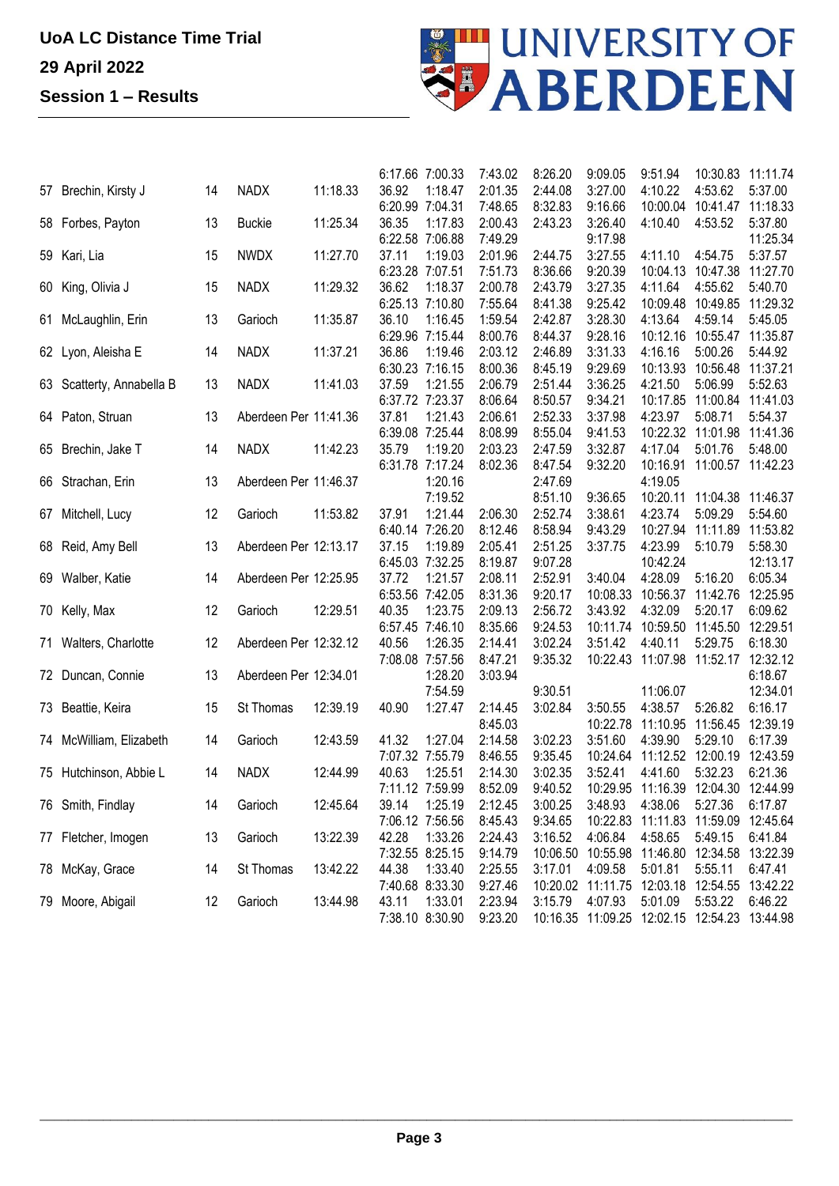**UoA LC Distance Time Trial**

**29 April 2022**

**Session 1 – Results**

| | | | | | | | | | | | | |
|---|---|---|---|---|---|---|---|---|---|---|---|---|
| | | | | | 6:17.66 | 7:00.33 | 7:43.02 | 8:26.20 | 9:09.05 | 9:51.94 | 10:30.83 | 11:11.74 |
| 57 | Brechin, Kirsty J | 14 | NADX | 11:18.33 | 36.92 | 1:18.47 | 2:01.35 | 2:44.08 | 3:27.00 | 4:10.22 | 4:53.62 | 5:37.00 |
| | | | | | 6:20.99 | 7:04.31 | 7:48.65 | 8:32.83 | 9:16.66 | 10:00.04 | 10:41.47 | 11:18.33 |
| 58 | Forbes, Payton | 13 | Buckie | 11:25.34 | 36.35 | 1:17.83 | 2:00.43 | 2:43.23 | 3:26.40 | 4:10.40 | 4:53.52 | 5:37.80 |
| | | | | | 6:22.58 | 7:06.88 | 7:49.29 | | 9:17.98 | | | 11:25.34 |
| 59 | Kari, Lia | 15 | NWDX | 11:27.70 | 37.11 | 1:19.03 | 2:01.96 | 2:44.75 | 3:27.55 | 4:11.10 | 4:54.75 | 5:37.57 |
| | | | | | 6:23.28 | 7:07.51 | 7:51.73 | 8:36.66 | 9:20.39 | 10:04.13 | 10:47.38 | 11:27.70 |
| 60 | King, Olivia J | 15 | NADX | 11:29.32 | 36.62 | 1:18.37 | 2:00.78 | 2:43.79 | 3:27.35 | 4:11.64 | 4:55.62 | 5:40.70 |
| | | | | | 6:25.13 | 7:10.80 | 7:55.64 | 8:41.38 | 9:25.42 | 10:09.48 | 10:49.85 | 11:29.32 |
| 61 | McLaughlin, Erin | 13 | Garioch | 11:35.87 | 36.10 | 1:16.45 | 1:59.54 | 2:42.87 | 3:28.30 | 4:13.64 | 4:59.14 | 5:45.05 |
| | | | | | 6:29.96 | 7:15.44 | 8:00.76 | 8:44.37 | 9:28.16 | 10:12.16 | 10:55.47 | 11:35.87 |
| 62 | Lyon, Aleisha E | 14 | NADX | 11:37.21 | 36.86 | 1:19.46 | 2:03.12 | 2:46.89 | 3:31.33 | 4:16.16 | 5:00.26 | 5:44.92 |
| | | | | | 6:30.23 | 7:16.15 | 8:00.36 | 8:45.19 | 9:29.69 | 10:13.93 | 10:56.48 | 11:37.21 |
| 63 | Scatterty, Annabella B | 13 | NADX | 11:41.03 | 37.59 | 1:21.55 | 2:06.79 | 2:51.44 | 3:36.25 | 4:21.50 | 5:06.99 | 5:52.63 |
| | | | | | 6:37.72 | 7:23.37 | 8:06.64 | 8:50.57 | 9:34.21 | 10:17.85 | 11:00.84 | 11:41.03 |
| 64 | Paton, Struan | 13 | Aberdeen Per | 11:41.36 | 37.81 | 1:21.43 | 2:06.61 | 2:52.33 | 3:37.98 | 4:23.97 | 5:08.71 | 5:54.37 |
| | | | | | 6:39.08 | 7:25.44 | 8:08.99 | 8:55.04 | 9:41.53 | 10:22.32 | 11:01.98 | 11:41.36 |
| 65 | Brechin, Jake T | 14 | NADX | 11:42.23 | 35.79 | 1:19.20 | 2:03.23 | 2:47.59 | 3:32.87 | 4:17.04 | 5:01.76 | 5:48.00 |
| | | | | | 6:31.78 | 7:17.24 | 8:02.36 | 8:47.54 | 9:32.20 | 10:16.91 | 11:00.57 | 11:42.23 |
| 66 | Strachan, Erin | 13 | Aberdeen Per | 11:46.37 | | 1:20.16 | | 2:47.69 | | 4:19.05 | | |
| | | | | | | 7:19.52 | | 8:51.10 | 9:36.65 | 10:20.11 | 11:04.38 | 11:46.37 |
| 67 | Mitchell, Lucy | 12 | Garioch | 11:53.82 | 37.91 | 1:21.44 | 2:06.30 | 2:52.74 | 3:38.61 | 4:23.74 | 5:09.29 | 5:54.60 |
| | | | | | 6:40.14 | 7:26.20 | 8:12.46 | 8:58.94 | 9:43.29 | 10:27.94 | 11:11.89 | 11:53.82 |
| 68 | Reid, Amy Bell | 13 | Aberdeen Per | 12:13.17 | 37.15 | 1:19.89 | 2:05.41 | 2:51.25 | 3:37.75 | 4:23.99 | 5:10.79 | 5:58.30 |
| | | | | | 6:45.03 | 7:32.25 | 8:19.87 | 9:07.28 | | 10:42.24 | | 12:13.17 |
| 69 | Walber, Katie | 14 | Aberdeen Per | 12:25.95 | 37.72 | 1:21.57 | 2:08.11 | 2:52.91 | 3:40.04 | 4:28.09 | 5:16.20 | 6:05.34 |
| | | | | | 6:53.56 | 7:42.05 | 8:31.36 | 9:20.17 | 10:08.33 | 10:56.37 | 11:42.76 | 12:25.95 |
| 70 | Kelly, Max | 12 | Garioch | 12:29.51 | 40.35 | 1:23.75 | 2:09.13 | 2:56.72 | 3:43.92 | 4:32.09 | 5:20.17 | 6:09.62 |
| | | | | | 6:57.45 | 7:46.10 | 8:35.66 | 9:24.53 | 10:11.74 | 10:59.50 | 11:45.50 | 12:29.51 |
| 71 | Walters, Charlotte | 12 | Aberdeen Per | 12:32.12 | 40.56 | 1:26.35 | 2:14.41 | 3:02.24 | 3:51.42 | 4:40.11 | 5:29.75 | 6:18.30 |
| | | | | | 7:08.08 | 7:57.56 | 8:47.21 | 9:35.32 | 10:22.43 | 11:07.98 | 11:52.17 | 12:32.12 |
| 72 | Duncan, Connie | 13 | Aberdeen Per | 12:34.01 | | 1:28.20 | 3:03.94 | | | | | 6:18.67 |
| | | | | | | 7:54.59 | | 9:30.51 | | 11:06.07 | | 12:34.01 |
| 73 | Beattie, Keira | 15 | St Thomas | 12:39.19 | 40.90 | 1:27.47 | 2:14.45 | 3:02.84 | 3:50.55 | 4:38.57 | 5:26.82 | 6:16.17 |
| | | | | | | | 8:45.03 | | 10:22.78 | 11:10.95 | 11:56.45 | 12:39.19 |
| 74 | McWilliam, Elizabeth | 14 | Garioch | 12:43.59 | 41.32 | 1:27.04 | 2:14.58 | 3:02.23 | 3:51.60 | 4:39.90 | 5:29.10 | 6:17.39 |
| | | | | | 7:07.32 | 7:55.79 | 8:46.55 | 9:35.45 | 10:24.64 | 11:12.52 | 12:00.19 | 12:43.59 |
| 75 | Hutchinson, Abbie L | 14 | NADX | 12:44.99 | 40.63 | 1:25.51 | 2:14.30 | 3:02.35 | 3:52.41 | 4:41.60 | 5:32.23 | 6:21.36 |
| | | | | | 7:11.12 | 7:59.99 | 8:52.09 | 9:40.52 | 10:29.95 | 11:16.39 | 12:04.30 | 12:44.99 |
| 76 | Smith, Findlay | 14 | Garioch | 12:45.64 | 39.14 | 1:25.19 | 2:12.45 | 3:00.25 | 3:48.93 | 4:38.06 | 5:27.36 | 6:17.87 |
| | | | | | 7:06.12 | 7:56.56 | 8:45.43 | 9:34.65 | 10:22.83 | 11:11.83 | 11:59.09 | 12:45.64 |
| 77 | Fletcher, Imogen | 13 | Garioch | 13:22.39 | 42.28 | 1:33.26 | 2:24.43 | 3:16.52 | 4:06.84 | 4:58.65 | 5:49.15 | 6:41.84 |
| | | | | | 7:32.55 | 8:25.15 | 9:14.79 | 10:06.50 | 10:55.98 | 11:46.80 | 12:34.58 | 13:22.39 |
| 78 | McKay, Grace | 14 | St Thomas | 13:42.22 | 44.38 | 1:33.40 | 2:25.55 | 3:17.01 | 4:09.58 | 5:01.81 | 5:55.11 | 6:47.41 |
| | | | | | 7:40.68 | 8:33.30 | 9:27.46 | 10:20.02 | 11:11.75 | 12:03.18 | 12:54.55 | 13:42.22 |
| 79 | Moore, Abigail | 12 | Garioch | 13:44.98 | 43.11 | 1:33.01 | 2:23.94 | 3:15.79 | 4:07.93 | 5:01.09 | 5:53.22 | 6:46.22 |
| | | | | | 7:38.10 | 8:30.90 | 9:23.20 | 10:16.35 | 11:09.25 | 12:02.15 | 12:54.23 | 13:44.98 |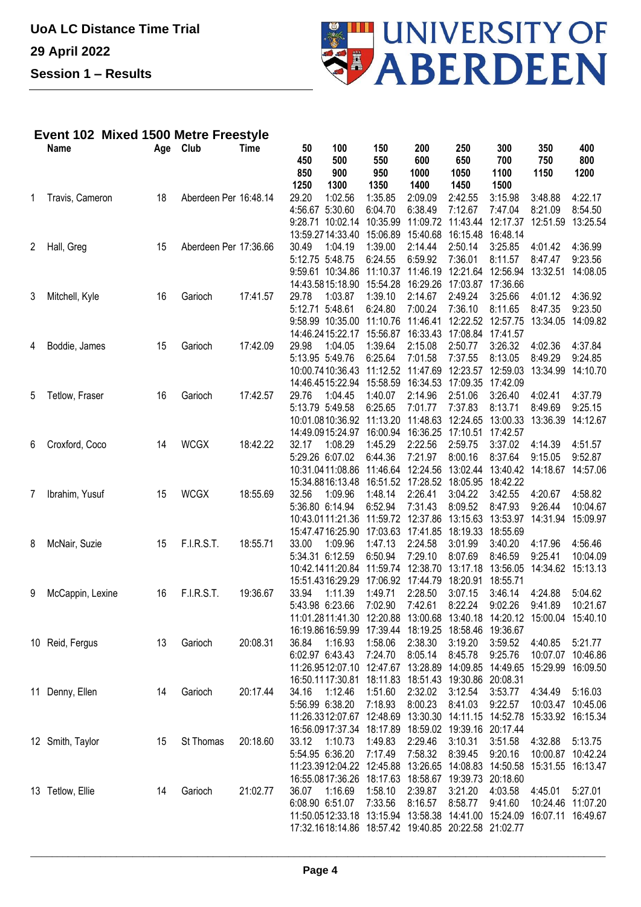**UoA LC Distance Time Trial**

**29 April 2022**

**Session 1 – Results**

## Event 102 Mixed 1500 Metre Freestyle

| | Name | Age | Club | Time | 50 / 450 / 850 / 1250 | 100 / 500 / 900 / 1300 | 150 / 550 / 950 / 1350 | 200 / 600 / 1000 / 1400 | 250 / 650 / 1050 / 1450 | 300 / 700 / 1100 / 1500 | 350 / 750 / 1150 | 400 / 800 / 1200 |
|---|---|---|---|---|---|---|---|---|---|---|---|---|
| 1 | Travis, Cameron | 18 | Aberdeen Per | 16:48.14 | 29.20 | 1:02.56 | 1:35.85 | 2:09.09 | 2:42.55 | 3:15.98 | 3:48.88 | 4:22.17 |
| | | | | | 4:56.67 | 5:30.60 | 6:04.70 | 6:38.49 | 7:12.67 | 7:47.04 | 8:21.09 | 8:54.50 |
| | | | | | 9:28.71 | 10:02.14 | 10:35.99 | 11:09.72 | 11:43.44 | 12:17.37 | 12:51.59 | 13:25.54 |
| | | | | | 13:59.27 | 14:33.40 | 15:06.89 | 15:40.68 | 16:15.48 | 16:48.14 | | |
| 2 | Hall, Greg | 15 | Aberdeen Per | 17:36.66 | 30.49 | 1:04.19 | 1:39.00 | 2:14.44 | 2:50.14 | 3:25.85 | 4:01.42 | 4:36.99 |
| | | | | | 5:12.75 | 5:48.75 | 6:24.55 | 6:59.92 | 7:36.01 | 8:11.57 | 8:47.47 | 9:23.56 |
| | | | | | 9:59.61 | 10:34.86 | 11:10.37 | 11:46.19 | 12:21.64 | 12:56.94 | 13:32.51 | 14:08.05 |
| | | | | | 14:43.58 | 15:18.90 | 15:54.28 | 16:29.26 | 17:03.87 | 17:36.66 | | |
| 3 | Mitchell, Kyle | 16 | Garioch | 17:41.57 | 29.78 | 1:03.87 | 1:39.10 | 2:14.67 | 2:49.24 | 3:25.66 | 4:01.12 | 4:36.92 |
| | | | | | 5:12.71 | 5:48.61 | 6:24.80 | 7:00.24 | 7:36.10 | 8:11.65 | 8:47.35 | 9:23.50 |
| | | | | | 9:58.99 | 10:35.00 | 11:10.76 | 11:46.41 | 12:22.52 | 12:57.75 | 13:34.05 | 14:09.82 |
| | | | | | 14:46.24 | 15:22.17 | 15:56.87 | 16:33.43 | 17:08.84 | 17:41.57 | | |
| 4 | Boddie, James | 15 | Garioch | 17:42.09 | 29.98 | 1:04.05 | 1:39.64 | 2:15.08 | 2:50.77 | 3:26.32 | 4:02.36 | 4:37.84 |
| | | | | | 5:13.95 | 5:49.76 | 6:25.64 | 7:01.58 | 7:37.55 | 8:13.05 | 8:49.29 | 9:24.85 |
| | | | | | 10:00.74 | 10:36.43 | 11:12.52 | 11:47.69 | 12:23.57 | 12:59.03 | 13:34.99 | 14:10.70 |
| | | | | | 14:46.45 | 15:22.94 | 15:58.59 | 16:34.53 | 17:09.35 | 17:42.09 | | |
| 5 | Tetlow, Fraser | 16 | Garioch | 17:42.57 | 29.76 | 1:04.45 | 1:40.07 | 2:14.96 | 2:51.06 | 3:26.40 | 4:02.41 | 4:37.79 |
| | | | | | 5:13.79 | 5:49.58 | 6:25.65 | 7:01.77 | 7:37.83 | 8:13.71 | 8:49.69 | 9:25.15 |
| | | | | | 10:01.08 | 10:36.92 | 11:13.20 | 11:48.63 | 12:24.65 | 13:00.33 | 13:36.39 | 14:12.67 |
| | | | | | 14:49.09 | 15:24.97 | 16:00.94 | 16:36.25 | 17:10.51 | 17:42.57 | | |
| 6 | Croxford, Coco | 14 | WCGX | 18:42.22 | 32.17 | 1:08.29 | 1:45.29 | 2:22.56 | 2:59.75 | 3:37.02 | 4:14.39 | 4:51.57 |
| | | | | | 5:29.26 | 6:07.02 | 6:44.36 | 7:21.97 | 8:00.16 | 8:37.64 | 9:15.05 | 9:52.87 |
| | | | | | 10:31.04 | 11:08.86 | 11:46.64 | 12:24.56 | 13:02.44 | 13:40.42 | 14:18.67 | 14:57.06 |
| | | | | | 15:34.88 | 16:13.48 | 16:51.52 | 17:28.52 | 18:05.95 | 18:42.22 | | |
| 7 | Ibrahim, Yusuf | 15 | WCGX | 18:55.69 | 32.56 | 1:09.96 | 1:48.14 | 2:26.41 | 3:04.22 | 3:42.55 | 4:20.67 | 4:58.82 |
| | | | | | 5:36.80 | 6:14.94 | 6:52.94 | 7:31.43 | 8:09.52 | 8:47.93 | 9:26.44 | 10:04.67 |
| | | | | | 10:43.01 | 11:21.36 | 11:59.72 | 12:37.86 | 13:15.63 | 13:53.97 | 14:31.94 | 15:09.97 |
| | | | | | 15:47.47 | 16:25.90 | 17:03.63 | 17:41.85 | 18:19.33 | 18:55.69 | | |
| 8 | McNair, Suzie | 15 | F.I.R.S.T. | 18:55.71 | 33.00 | 1:09.96 | 1:47.13 | 2:24.58 | 3:01.99 | 3:40.20 | 4:17.96 | 4:56.46 |
| | | | | | 5:34.31 | 6:12.59 | 6:50.94 | 7:29.10 | 8:07.69 | 8:46.59 | 9:25.41 | 10:04.09 |
| | | | | | 10:42.14 | 11:20.84 | 11:59.74 | 12:38.70 | 13:17.18 | 13:56.05 | 14:34.62 | 15:13.13 |
| | | | | | 15:51.43 | 16:29.29 | 17:06.92 | 17:44.79 | 18:20.91 | 18:55.71 | | |
| 9 | McCappin, Lexine | 16 | F.I.R.S.T. | 19:36.67 | 33.94 | 1:11.39 | 1:49.71 | 2:28.50 | 3:07.15 | 3:46.14 | 4:24.88 | 5:04.62 |
| | | | | | 5:43.98 | 6:23.66 | 7:02.90 | 7:42.61 | 8:22.24 | 9:02.26 | 9:41.89 | 10:21.67 |
| | | | | | 11:01.28 | 11:41.30 | 12:20.88 | 13:00.68 | 13:40.18 | 14:20.12 | 15:00.04 | 15:40.10 |
| | | | | | 16:19.86 | 16:59.99 | 17:39.44 | 18:19.25 | 18:58.46 | 19:36.67 | | |
| 10 | Reid, Fergus | 13 | Garioch | 20:08.31 | 36.84 | 1:16.93 | 1:58.06 | 2:38.30 | 3:19.20 | 3:59.52 | 4:40.85 | 5:21.77 |
| | | | | | 6:02.97 | 6:43.43 | 7:24.70 | 8:05.14 | 8:45.78 | 9:25.76 | 10:07.07 | 10:46.86 |
| | | | | | 11:26.95 | 12:07.10 | 12:47.67 | 13:28.89 | 14:09.85 | 14:49.65 | 15:29.99 | 16:09.50 |
| | | | | | 16:50.11 | 17:30.81 | 18:11.83 | 18:51.43 | 19:30.86 | 20:08.31 | | |
| 11 | Denny, Ellen | 14 | Garioch | 20:17.44 | 34.16 | 1:12.46 | 1:51.60 | 2:32.02 | 3:12.54 | 3:53.77 | 4:34.49 | 5:16.03 |
| | | | | | 5:56.99 | 6:38.20 | 7:18.93 | 8:00.23 | 8:41.03 | 9:22.57 | 10:03.47 | 10:45.06 |
| | | | | | 11:26.33 | 12:07.67 | 12:48.69 | 13:30.30 | 14:11.15 | 14:52.78 | 15:33.92 | 16:15.34 |
| | | | | | 16:56.09 | 17:37.34 | 18:17.89 | 18:59.02 | 19:39.16 | 20:17.44 | | |
| 12 | Smith, Taylor | 15 | St Thomas | 20:18.60 | 33.12 | 1:10.73 | 1:49.83 | 2:29.46 | 3:10.31 | 3:51.58 | 4:32.88 | 5:13.75 |
| | | | | | 5:54.95 | 6:36.20 | 7:17.49 | 7:58.32 | 8:39.45 | 9:20.16 | 10:00.87 | 10:42.24 |
| | | | | | 11:23.39 | 12:04.22 | 12:45.88 | 13:26.65 | 14:08.83 | 14:50.58 | 15:31.55 | 16:13.47 |
| | | | | | 16:55.08 | 17:36.26 | 18:17.63 | 18:58.67 | 19:39.73 | 20:18.60 | | |
| 13 | Tetlow, Ellie | 14 | Garioch | 21:02.77 | 36.07 | 1:16.69 | 1:58.10 | 2:39.87 | 3:21.20 | 4:03.58 | 4:45.01 | 5:27.01 |
| | | | | | 6:08.90 | 6:51.07 | 7:33.56 | 8:16.57 | 8:58.77 | 9:41.60 | 10:24.46 | 11:07.20 |
| | | | | | 11:50.05 | 12:33.18 | 13:15.94 | 13:58.38 | 14:41.00 | 15:24.09 | 16:07.11 | 16:49.67 |
| | | | | | 17:32.16 | 18:14.86 | 18:57.42 | 19:40.85 | 20:22.58 | 21:02.77 | | |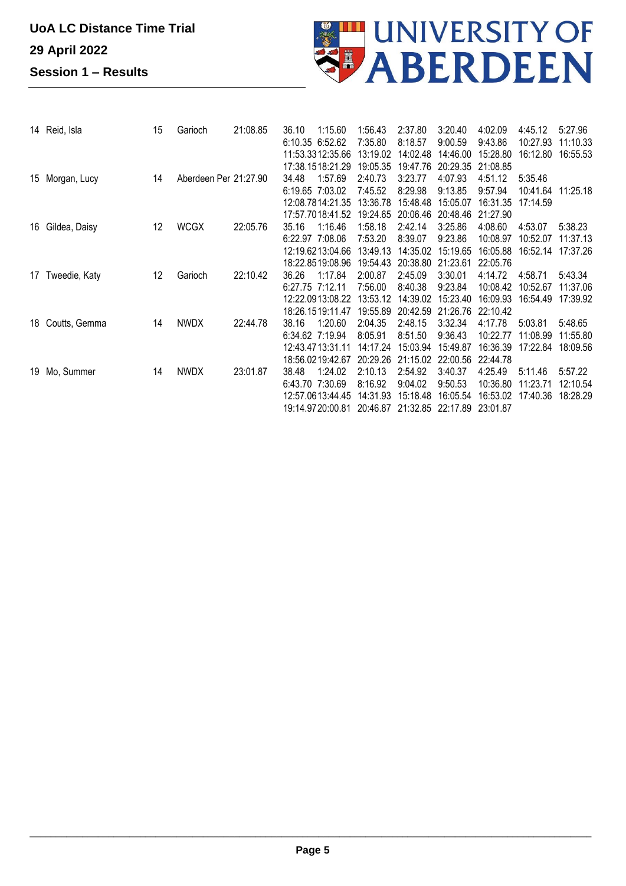**UoA LC Distance Time Trial**

**29 April 2022**

**Session 1 – Results**

UNIVERSITY OF ABERDEEN

| | | | | | | | | | | | | | |
|---|---|---|---|---|---|---|---|---|---|---|---|---|---|
| 14 | Reid, Isla | 15 | Garioch | 21:08.85 | 36.10 | 1:15.60 | 1:56.43 | 2:37.80 | 3:20.40 | 4:02.09 | 4:45.12 | 5:27.96 |
| | | | | | 6:10.35 | 6:52.62 | 7:35.80 | 8:18.57 | 9:00.59 | 9:43.86 | 10:27.93 | 11:10.33 |
| | | | | | 11:53.33 | 12:35.66 | 13:19.02 | 14:02.48 | 14:46.00 | 15:28.80 | 16:12.80 | 16:55.53 |
| | | | | | 17:38.15 | 18:21.29 | 19:05.35 | 19:47.76 | 20:29.35 | 21:08.85 | | |
| 15 | Morgan, Lucy | 14 | Aberdeen Per | 21:27.90 | 34.48 | 1:57.69 | 2:40.73 | 3:23.77 | 4:07.93 | 4:51.12 | 5:35.46 | |
| | | | | | 6:19.65 | 7:03.02 | 7:45.52 | 8:29.98 | 9:13.85 | 9:57.94 | 10:41.64 | 11:25.18 |
| | | | | | 12:08.78 | 14:21.35 | 13:36.78 | 15:48.48 | 15:05.07 | 16:31.35 | 17:14.59 | |
| | | | | | 17:57.70 | 18:41.52 | 19:24.65 | 20:06.46 | 20:48.46 | 21:27.90 | | |
| 16 | Gildea, Daisy | 12 | WCGX | 22:05.76 | 35.16 | 1:16.46 | 1:58.18 | 2:42.14 | 3:25.86 | 4:08.60 | 4:53.07 | 5:38.23 |
| | | | | | 6:22.97 | 7:08.06 | 7:53.20 | 8:39.07 | 9:23.86 | 10:08.97 | 10:52.07 | 11:37.13 |
| | | | | | 12:19.62 | 13:04.66 | 13:49.13 | 14:35.02 | 15:19.65 | 16:05.88 | 16:52.14 | 17:37.26 |
| | | | | | 18:22.85 | 19:08.96 | 19:54.43 | 20:38.80 | 21:23.61 | 22:05.76 | | |
| 17 | Tweedie, Katy | 12 | Garioch | 22:10.42 | 36.26 | 1:17.84 | 2:00.87 | 2:45.09 | 3:30.01 | 4:14.72 | 4:58.71 | 5:43.34 |
| | | | | | 6:27.75 | 7:12.11 | 7:56.00 | 8:40.38 | 9:23.84 | 10:08.42 | 10:52.67 | 11:37.06 |
| | | | | | 12:22.09 | 13:08.22 | 13:53.12 | 14:39.02 | 15:23.40 | 16:09.93 | 16:54.49 | 17:39.92 |
| | | | | | 18:26.15 | 19:11.47 | 19:55.89 | 20:42.59 | 21:26.76 | 22:10.42 | | |
| 18 | Coutts, Gemma | 14 | NWDX | 22:44.78 | 38.16 | 1:20.60 | 2:04.35 | 2:48.15 | 3:32.34 | 4:17.78 | 5:03.81 | 5:48.65 |
| | | | | | 6:34.62 | 7:19.94 | 8:05.91 | 8:51.50 | 9:36.43 | 10:22.77 | 11:08.99 | 11:55.80 |
| | | | | | 12:43.47 | 13:31.11 | 14:17.24 | 15:03.94 | 15:49.87 | 16:36.39 | 17:22.84 | 18:09.56 |
| | | | | | 18:56.02 | 19:42.67 | 20:29.26 | 21:15.02 | 22:00.56 | 22:44.78 | | |
| 19 | Mo, Summer | 14 | NWDX | 23:01.87 | 38.48 | 1:24.02 | 2:10.13 | 2:54.92 | 3:40.37 | 4:25.49 | 5:11.46 | 5:57.22 |
| | | | | | 6:43.70 | 7:30.69 | 8:16.92 | 9:04.02 | 9:50.53 | 10:36.80 | 11:23.71 | 12:10.54 |
| | | | | | 12:57.06 | 13:44.45 | 14:31.93 | 15:18.48 | 16:05.54 | 16:53.02 | 17:40.36 | 18:28.29 |
| | | | | | 19:14.97 | 20:00.81 | 20:46.87 | 21:32.85 | 22:17.89 | 23:01.87 | | |